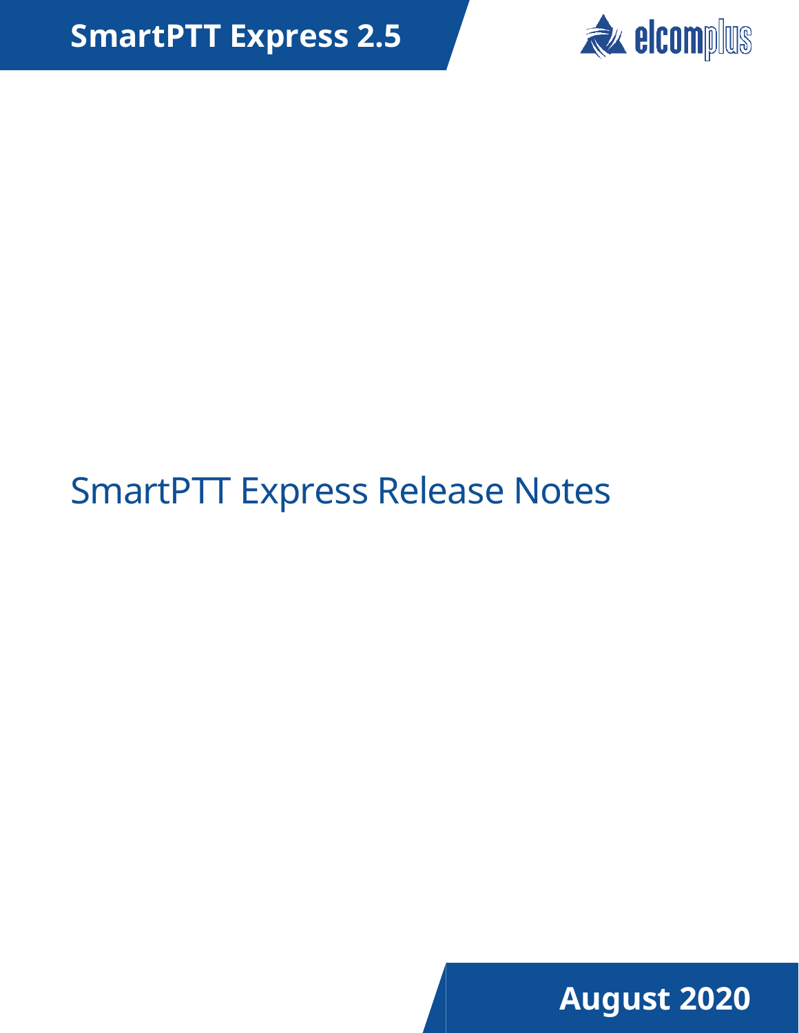# SmartPTT Express 2.5

elcomplus

# SmartPTT Express Release Notes

**August 2020**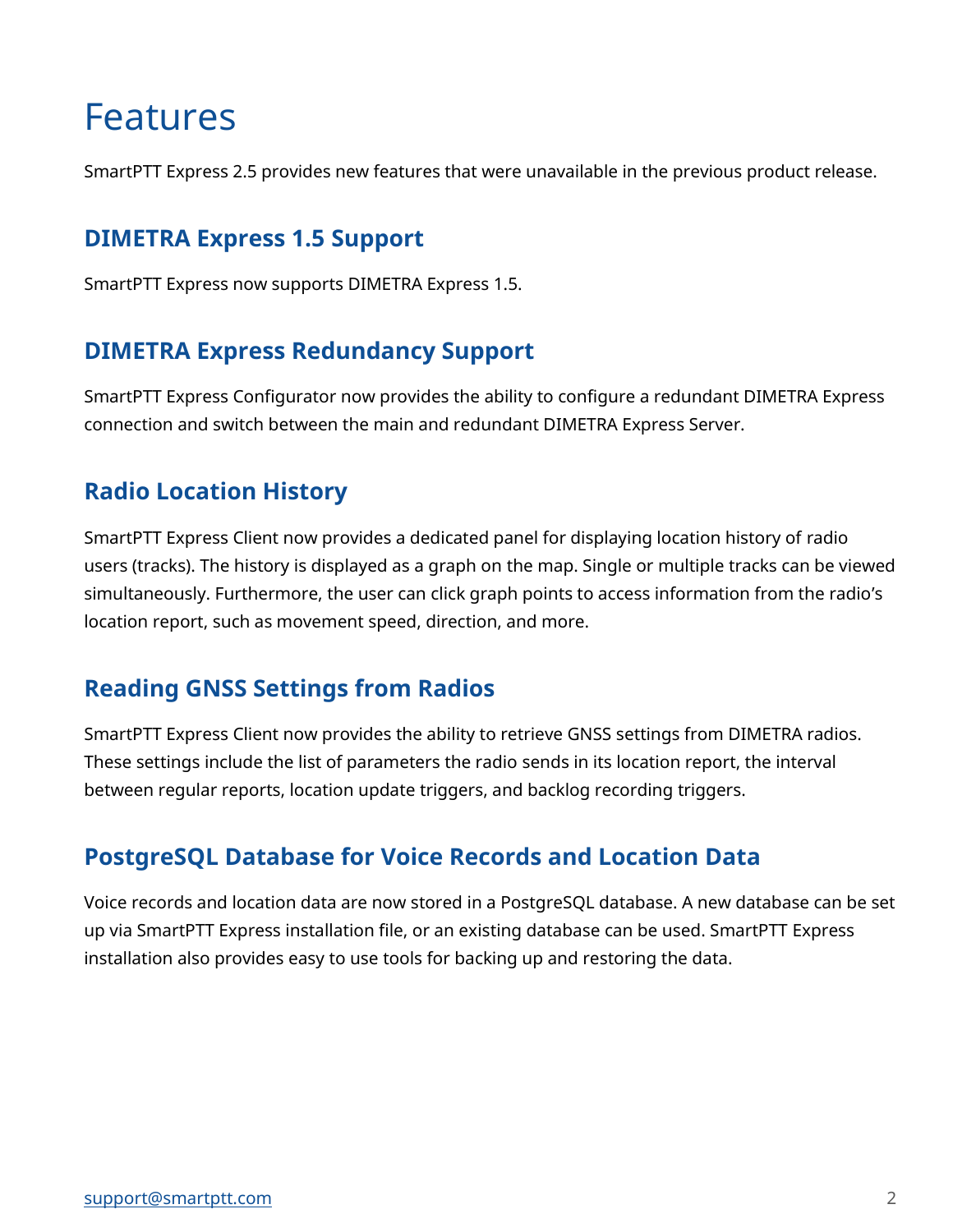# Features

SmartPTT Express 2.5 provides new features that were unavailable in the previous product release.

## DIMETRA Express 1.5 Support

SmartPTT Express now supports DIMETRA Express 1.5.

## DIMETRA Express Redundancy Support

SmartPTT Express Configurator now provides the ability to configure a redundant DIMETRA Express connection and switch between the main and redundant DIMETRA Express Server.

## Radio Location History

SmartPTT Express Client now provides a dedicated panel for displaying location history of radio users (tracks). The history is displayed as a graph on the map. Single or multiple tracks can be viewed simultaneously. Furthermore, the user can click graph points to access information from the radio's location report, such as movement speed, direction, and more.

## Reading GNSS Settings from Radios

SmartPTT Express Client now provides the ability to retrieve GNSS settings from DIMETRA radios. These settings include the list of parameters the radio sends in its location report, the interval between regular reports, location update triggers, and backlog recording triggers.

## PostgreSQL Database for Voice Records and Location Data

Voice records and location data are now stored in a PostgreSQL database. A new database can be set up via SmartPTT Express installation file, or an existing database can be used. SmartPTT Express installation also provides easy to use tools for backing up and restoring the data.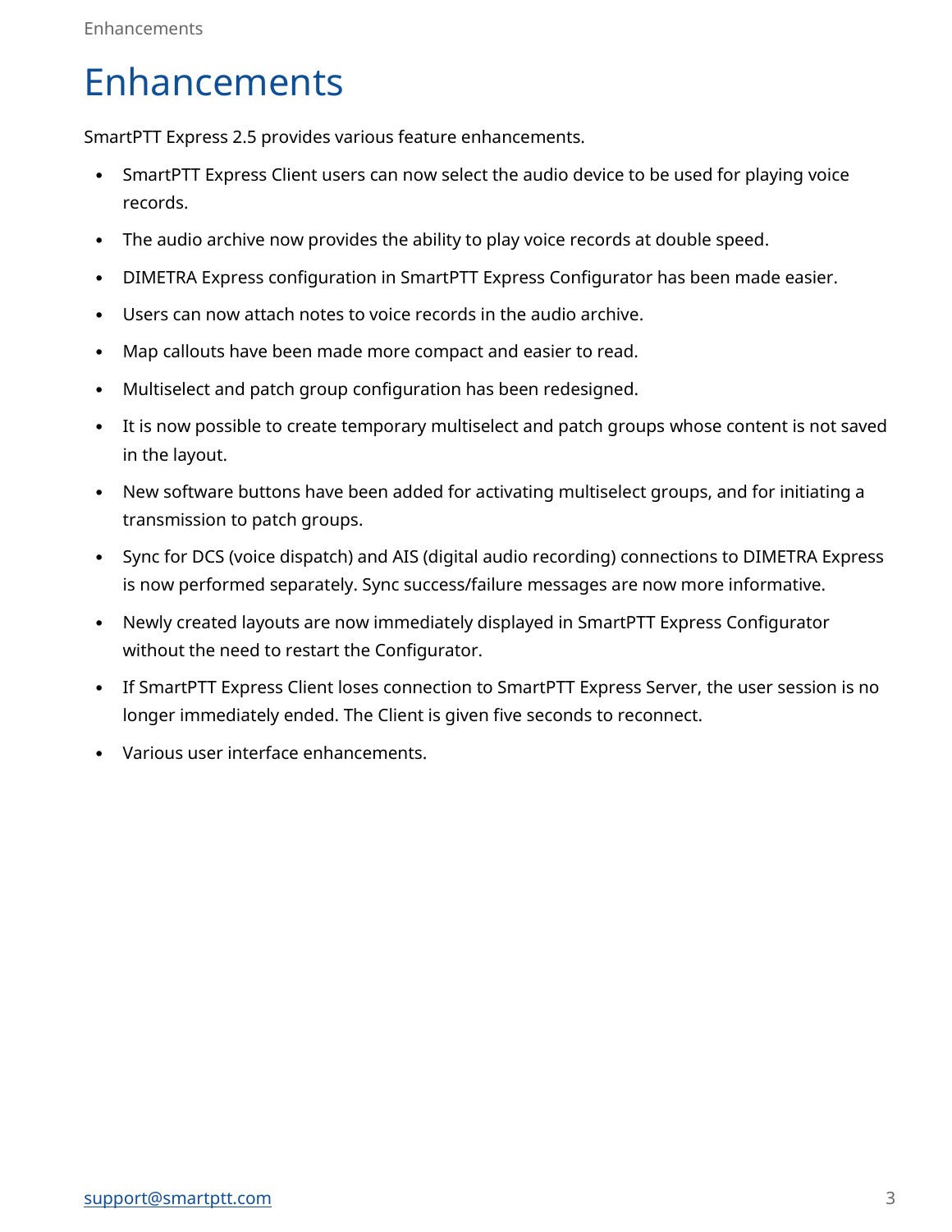# Enhancements

SmartPTT Express 2.5 provides various feature enhancements.

- SmartPTT Express Client users can now select the audio device to be used for playing voice records.
- The audio archive now provides the ability to play voice records at double speed.
- DIMETRA Express configuration in SmartPTT Express Configurator has been made easier.
- Users can now attach notes to voice records in the audio archive.
- Map callouts have been made more compact and easier to read.
- Multiselect and patch group configuration has been redesigned.
- It is now possible to create temporary multiselect and patch groups whose content is not saved in the layout.
- New software buttons have been added for activating multiselect groups, and for initiating a transmission to patch groups.
- Sync for DCS (voice dispatch) and AIS (digital audio recording) connections to DIMETRA Express is now performed separately. Sync success/failure messages are now more informative.
- Newly created layouts are now immediately displayed in SmartPTT Express Configurator without the need to restart the Configurator.
- If SmartPTT Express Client loses connection to SmartPTT Express Server, the user session is no longer immediately ended. The Client is given five seconds to reconnect.
- Various user interface enhancements.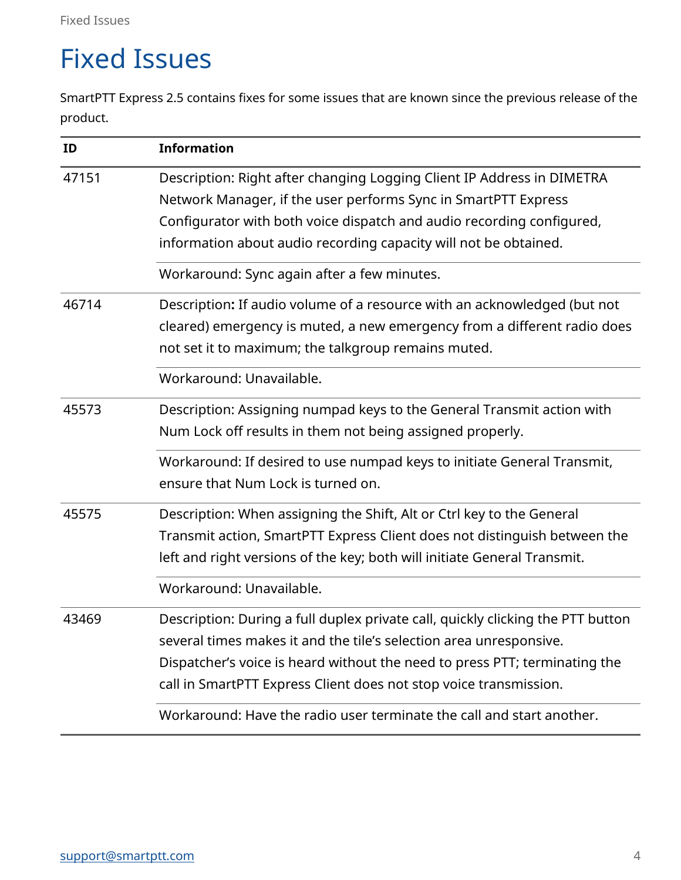# Fixed Issues

SmartPTT Express 2.5 contains fixes for some issues that are known since the previous release of the product.

| ID | Information |
| --- | --- |
| 47151 | Description: Right after changing Logging Client IP Address in DIMETRA Network Manager, if the user performs Sync in SmartPTT Express Configurator with both voice dispatch and audio recording configured, information about audio recording capacity will not be obtained. |
| | Workaround: Sync again after a few minutes. |
| 46714 | Description**:** If audio volume of a resource with an acknowledged (but not cleared) emergency is muted, a new emergency from a different radio does not set it to maximum; the talkgroup remains muted. |
| | Workaround: Unavailable. |
| 45573 | Description: Assigning numpad keys to the General Transmit action with Num Lock off results in them not being assigned properly. |
| | Workaround: If desired to use numpad keys to initiate General Transmit, ensure that Num Lock is turned on. |
| 45575 | Description: When assigning the Shift, Alt or Ctrl key to the General Transmit action, SmartPTT Express Client does not distinguish between the left and right versions of the key; both will initiate General Transmit. |
| | Workaround: Unavailable. |
| 43469 | Description: During a full duplex private call, quickly clicking the PTT button several times makes it and the tile's selection area unresponsive. Dispatcher's voice is heard without the need to press PTT; terminating the call in SmartPTT Express Client does not stop voice transmission. |
| | Workaround: Have the radio user terminate the call and start another. |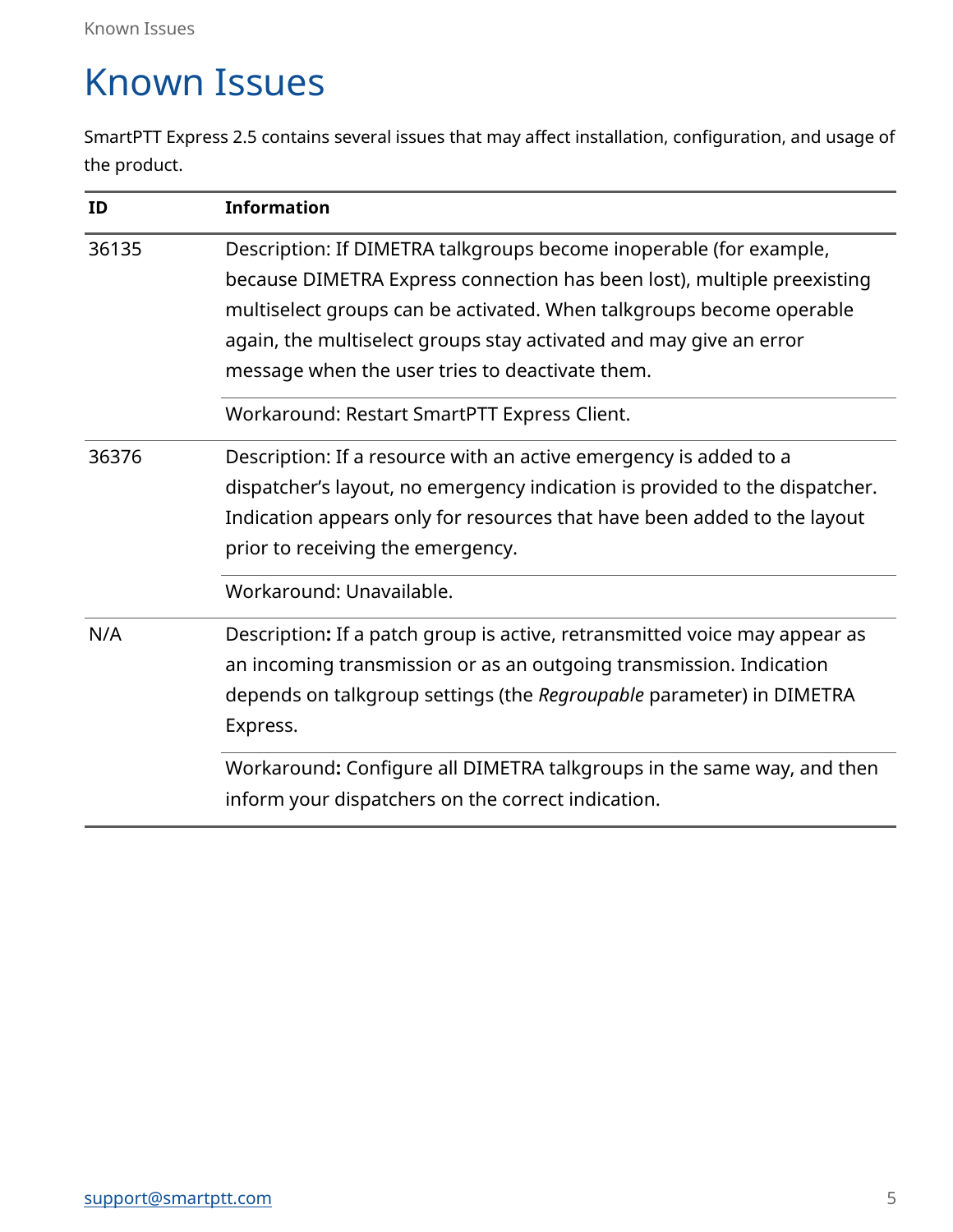# Known Issues

SmartPTT Express 2.5 contains several issues that may affect installation, configuration, and usage of the product.

| ID | Information |
| --- | --- |
| 36135 | Description: If DIMETRA talkgroups become inoperable (for example, because DIMETRA Express connection has been lost), multiple preexisting multiselect groups can be activated. When talkgroups become operable again, the multiselect groups stay activated and may give an error message when the user tries to deactivate them. |
| | Workaround: Restart SmartPTT Express Client. |
| 36376 | Description: If a resource with an active emergency is added to a dispatcher's layout, no emergency indication is provided to the dispatcher. Indication appears only for resources that have been added to the layout prior to receiving the emergency. |
| | Workaround: Unavailable. |
| N/A | Description**:** If a patch group is active, retransmitted voice may appear as an incoming transmission or as an outgoing transmission. Indication depends on talkgroup settings (the *Regroupable* parameter) in DIMETRA Express. |
| | Workaround**:** Configure all DIMETRA talkgroups in the same way, and then inform your dispatchers on the correct indication. |

support@smartptt.com